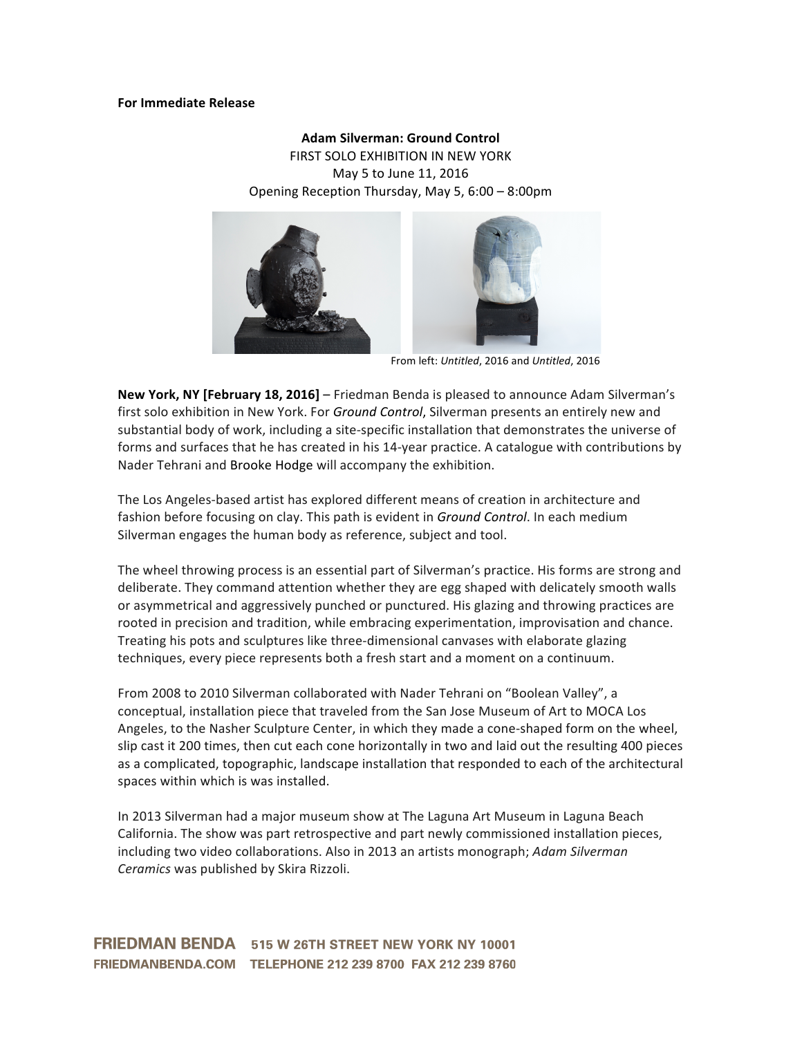**For Immediate Release**

**Adam Silverman: Ground Control**

FIRST SOLO EXHIBITION IN NEW YORK

May 5 to June 11, 2016

Opening Reception Thursday, May 5, 6:00 – 8:00pm

From left: *Untitled*, 2016 and *Untitled*, 2016

**New York, NY [February 18, 2016]** – Friedman Benda is pleased to announce Adam Silverman's first solo exhibition in New York. For *Ground Control*, Silverman presents an entirely new and substantial body of work, including a site-specific installation that demonstrates the universe of forms and surfaces that he has created in his 14-year practice. A catalogue with contributions by Nader Tehrani and Brooke Hodge will accompany the exhibition.

The Los Angeles-based artist has explored different means of creation in architecture and fashion before focusing on clay. This path is evident in *Ground Control*. In each medium Silverman engages the human body as reference, subject and tool.

The wheel throwing process is an essential part of Silverman's practice. His forms are strong and deliberate. They command attention whether they are egg shaped with delicately smooth walls or asymmetrical and aggressively punched or punctured. His glazing and throwing practices are rooted in precision and tradition, while embracing experimentation, improvisation and chance. Treating his pots and sculptures like three-dimensional canvases with elaborate glazing techniques, every piece represents both a fresh start and a moment on a continuum.

From 2008 to 2010 Silverman collaborated with Nader Tehrani on "Boolean Valley", a conceptual, installation piece that traveled from the San Jose Museum of Art to MOCA Los Angeles, to the Nasher Sculpture Center, in which they made a cone-shaped form on the wheel, slip cast it 200 times, then cut each cone horizontally in two and laid out the resulting 400 pieces as a complicated, topographic, landscape installation that responded to each of the architectural spaces within which is was installed.

In 2013 Silverman had a major museum show at The Laguna Art Museum in Laguna Beach California. The show was part retrospective and part newly commissioned installation pieces, including two video collaborations. Also in 2013 an artists monograph; *Adam Silverman Ceramics* was published by Skira Rizzoli.

FRIEDMAN BENDA 515 W 26TH STREET NEW YORK NY 10001
FRIEDMANBENDA.COM TELEPHONE 212 239 8700 FAX 212 239 8760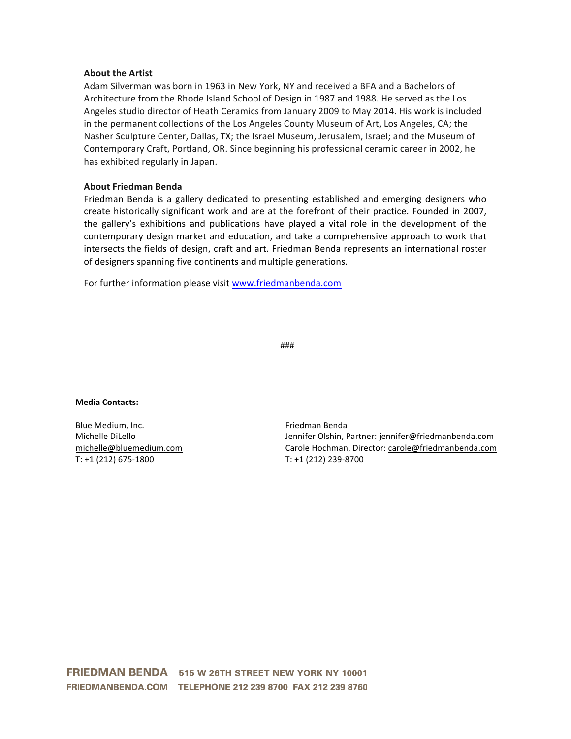**About the Artist**

Adam Silverman was born in 1963 in New York, NY and received a BFA and a Bachelors of Architecture from the Rhode Island School of Design in 1987 and 1988. He served as the Los Angeles studio director of Heath Ceramics from January 2009 to May 2014. His work is included in the permanent collections of the Los Angeles County Museum of Art, Los Angeles, CA; the Nasher Sculpture Center, Dallas, TX; the Israel Museum, Jerusalem, Israel; and the Museum of Contemporary Craft, Portland, OR. Since beginning his professional ceramic career in 2002, he has exhibited regularly in Japan.

**About Friedman Benda**

Friedman Benda is a gallery dedicated to presenting established and emerging designers who create historically significant work and are at the forefront of their practice. Founded in 2007, the gallery's exhibitions and publications have played a vital role in the development of the contemporary design market and education, and take a comprehensive approach to work that intersects the fields of design, craft and art. Friedman Benda represents an international roster of designers spanning five continents and multiple generations.

For further information please visit www.friedmanbenda.com

###

**Media Contacts:**

Blue Medium, Inc.
Michelle DiLello
michelle@bluemedium.com
T: +1 (212) 675-1800

Friedman Benda
Jennifer Olshin, Partner: jennifer@friedmanbenda.com
Carole Hochman, Director: carole@friedmanbenda.com
T: +1 (212) 239-8700

FRIEDMAN BENDA 515 W 26TH STREET NEW YORK NY 10001
FRIEDMANBENDA.COM TELEPHONE 212 239 8700 FAX 212 239 8760